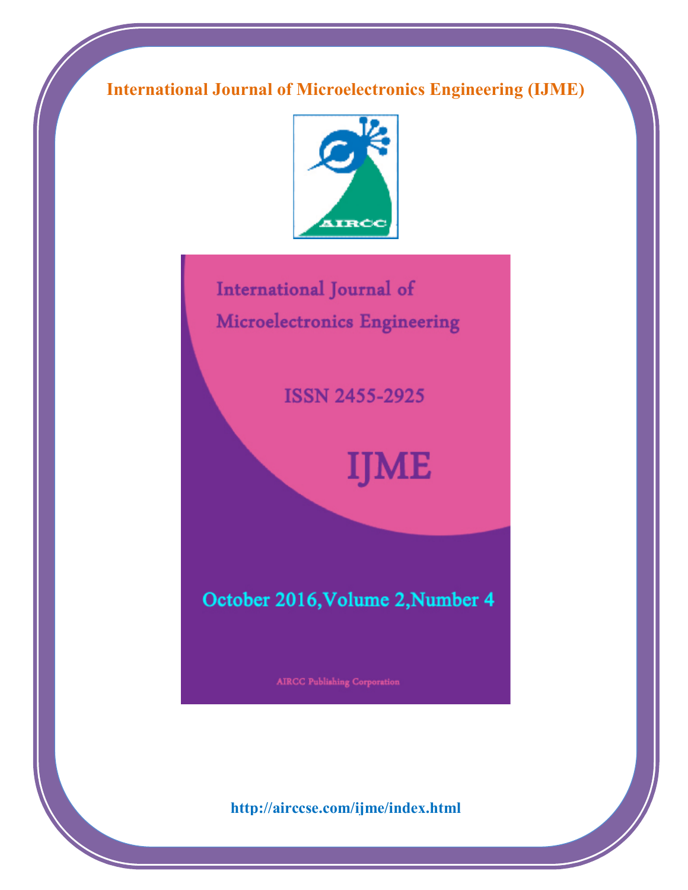# International Journal of Microelectronics Engineering (IJME)

AIRCC

International Journal of Microelectronics Engineering

ISSN 2455-2925

IJME

October 2016, Volume 2, Number 4

AIRCC Publishing Corporation

http://airccse.com/ijme/index.html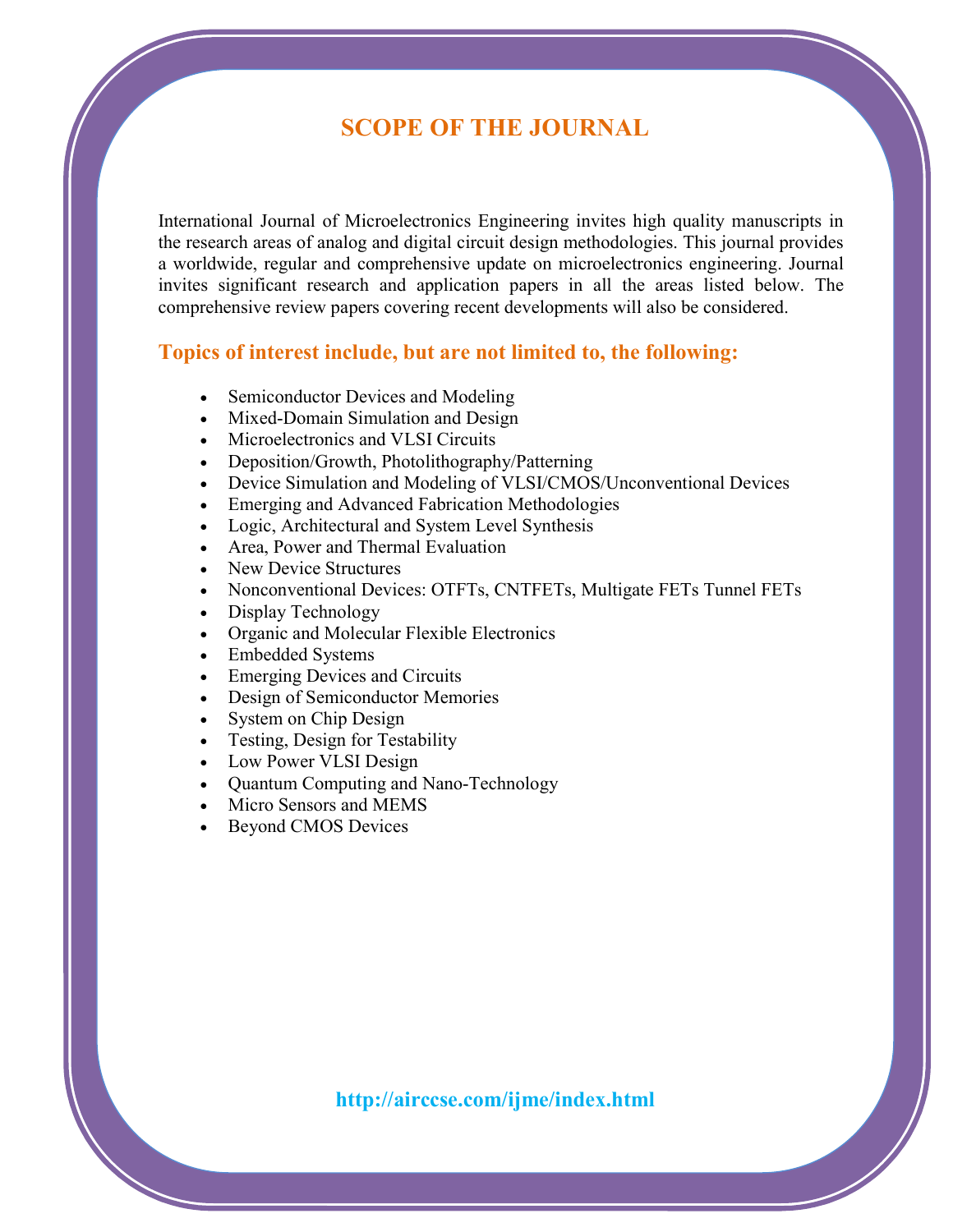# SCOPE OF THE JOURNAL

International Journal of Microelectronics Engineering invites high quality manuscripts in the research areas of analog and digital circuit design methodologies. This journal provides a worldwide, regular and comprehensive update on microelectronics engineering. Journal invites significant research and application papers in all the areas listed below. The comprehensive review papers covering recent developments will also be considered.

## Topics of interest include, but are not limited to, the following:

- Semiconductor Devices and Modeling
- Mixed-Domain Simulation and Design
- Microelectronics and VLSI Circuits
- Deposition/Growth, Photolithography/Patterning
- Device Simulation and Modeling of VLSI/CMOS/Unconventional Devices
- Emerging and Advanced Fabrication Methodologies
- Logic, Architectural and System Level Synthesis
- Area, Power and Thermal Evaluation
- New Device Structures
- Nonconventional Devices: OTFTs, CNTFETs, Multigate FETs Tunnel FETs
- Display Technology
- Organic and Molecular Flexible Electronics
- Embedded Systems
- Emerging Devices and Circuits
- Design of Semiconductor Memories
- System on Chip Design
- Testing, Design for Testability
- Low Power VLSI Design
- Quantum Computing and Nano-Technology
- Micro Sensors and MEMS
- Beyond CMOS Devices

http://airccse.com/ijme/index.html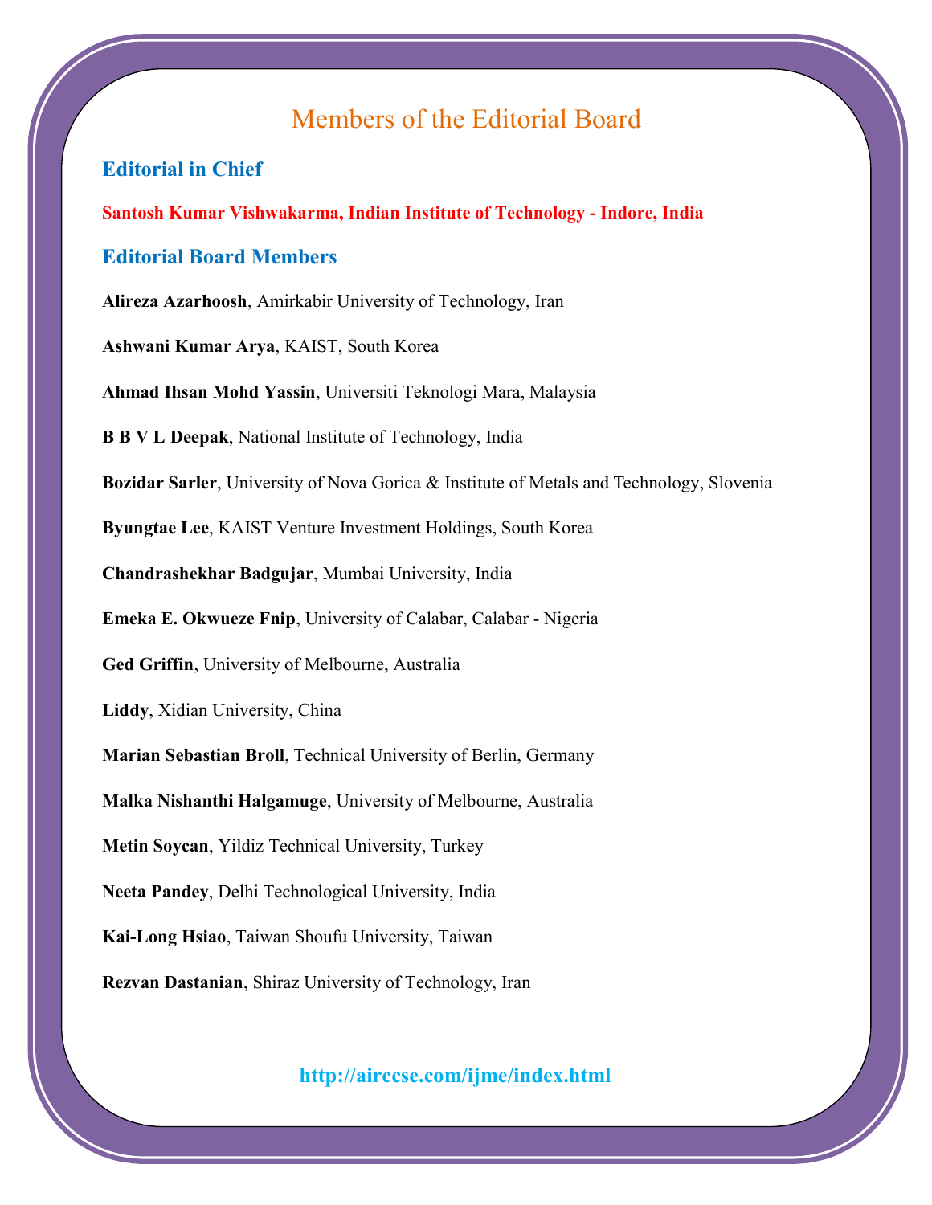# Members of the Editorial Board

## Editorial in Chief

**Santosh Kumar Vishwakarma, Indian Institute of Technology - Indore, India**

## Editorial Board Members

**Alireza Azarhoosh**, Amirkabir University of Technology, Iran

**Ashwani Kumar Arya**, KAIST, South Korea

**Ahmad Ihsan Mohd Yassin**, Universiti Teknologi Mara, Malaysia

**B B V L Deepak**, National Institute of Technology, India

**Bozidar Sarler**, University of Nova Gorica & Institute of Metals and Technology, Slovenia

**Byungtae Lee**, KAIST Venture Investment Holdings, South Korea

**Chandrashekhar Badgujar**, Mumbai University, India

**Emeka E. Okwueze Fnip**, University of Calabar, Calabar - Nigeria

**Ged Griffin**, University of Melbourne, Australia

**Liddy**, Xidian University, China

**Marian Sebastian Broll**, Technical University of Berlin, Germany

**Malka Nishanthi Halgamuge**, University of Melbourne, Australia

**Metin Soycan**, Yildiz Technical University, Turkey

**Neeta Pandey**, Delhi Technological University, India

**Kai-Long Hsiao**, Taiwan Shoufu University, Taiwan

**Rezvan Dastanian**, Shiraz University of Technology, Iran

**http://airccse.com/ijme/index.html**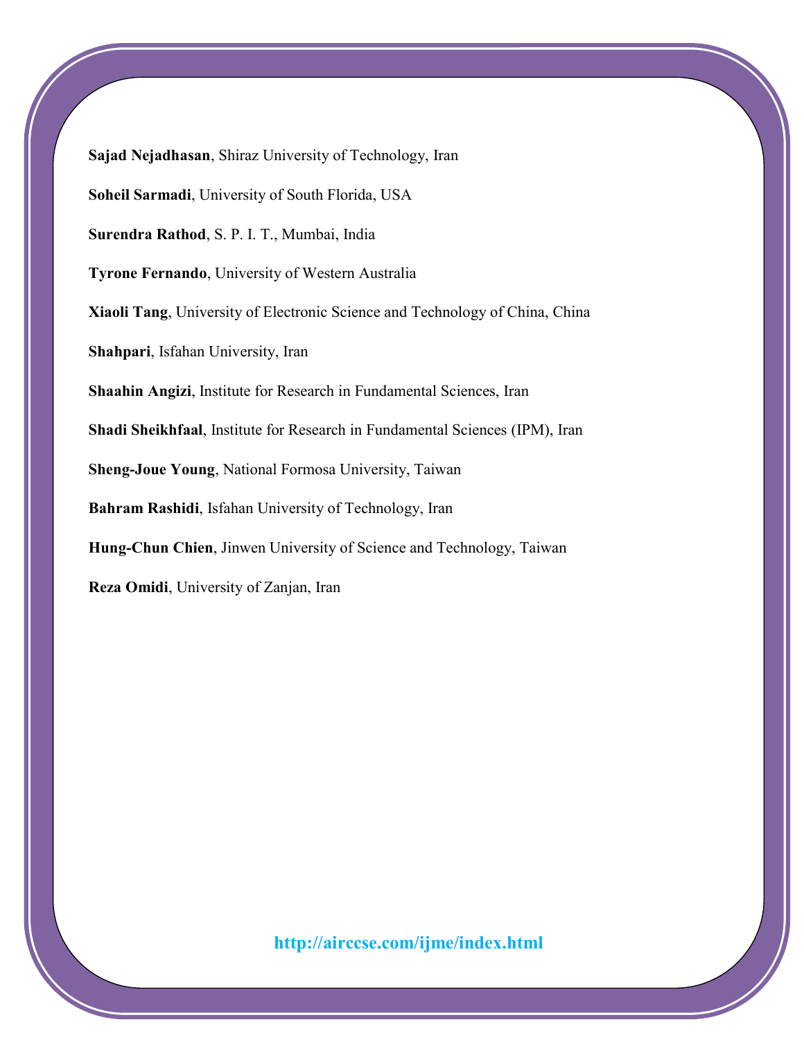**Sajad Nejadhasan**, Shiraz University of Technology, Iran

**Soheil Sarmadi**, University of South Florida, USA

**Surendra Rathod**, S. P. I. T., Mumbai, India

**Tyrone Fernando**, University of Western Australia

**Xiaoli Tang**, University of Electronic Science and Technology of China, China

**Shahpari**, Isfahan University, Iran

**Shaahin Angizi**, Institute for Research in Fundamental Sciences, Iran

**Shadi Sheikhfaal**, Institute for Research in Fundamental Sciences (IPM), Iran

**Sheng-Joue Young**, National Formosa University, Taiwan

**Bahram Rashidi**, Isfahan University of Technology, Iran

**Hung-Chun Chien**, Jinwen University of Science and Technology, Taiwan

**Reza Omidi**, University of Zanjan, Iran

**http://airccse.com/ijme/index.html**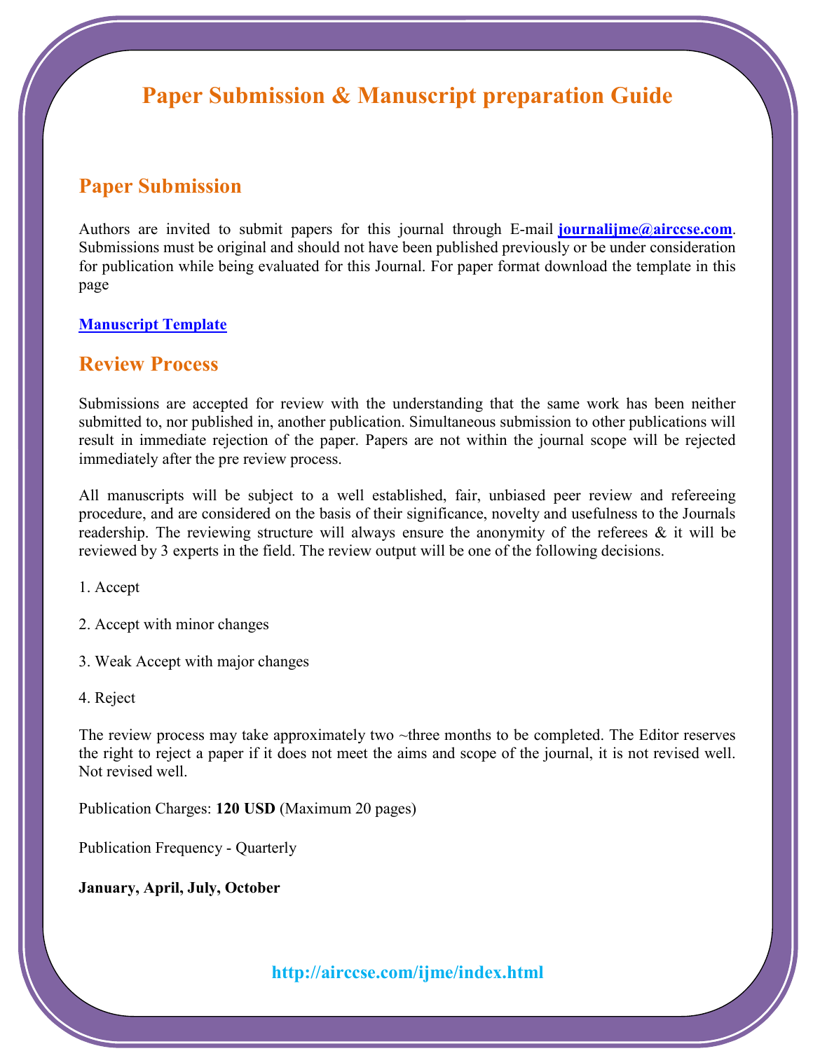# Paper Submission & Manuscript preparation Guide

## Paper Submission

Authors are invited to submit papers for this journal through E-mail **journalijme@airccse.com**. Submissions must be original and should not have been published previously or be under consideration for publication while being evaluated for this Journal. For paper format download the template in this page

**Manuscript Template**

## Review Process

Submissions are accepted for review with the understanding that the same work has been neither submitted to, nor published in, another publication. Simultaneous submission to other publications will result in immediate rejection of the paper. Papers are not within the journal scope will be rejected immediately after the pre review process.

All manuscripts will be subject to a well established, fair, unbiased peer review and refereeing procedure, and are considered on the basis of their significance, novelty and usefulness to the Journals readership. The reviewing structure will always ensure the anonymity of the referees & it will be reviewed by 3 experts in the field. The review output will be one of the following decisions.

1. Accept

2. Accept with minor changes

3. Weak Accept with major changes

4. Reject

The review process may take approximately two ~three months to be completed. The Editor reserves the right to reject a paper if it does not meet the aims and scope of the journal, it is not revised well. Not revised well.

Publication Charges: **120 USD** (Maximum 20 pages)

Publication Frequency - Quarterly

**January, April, July, October**

**http://airccse.com/ijme/index.html**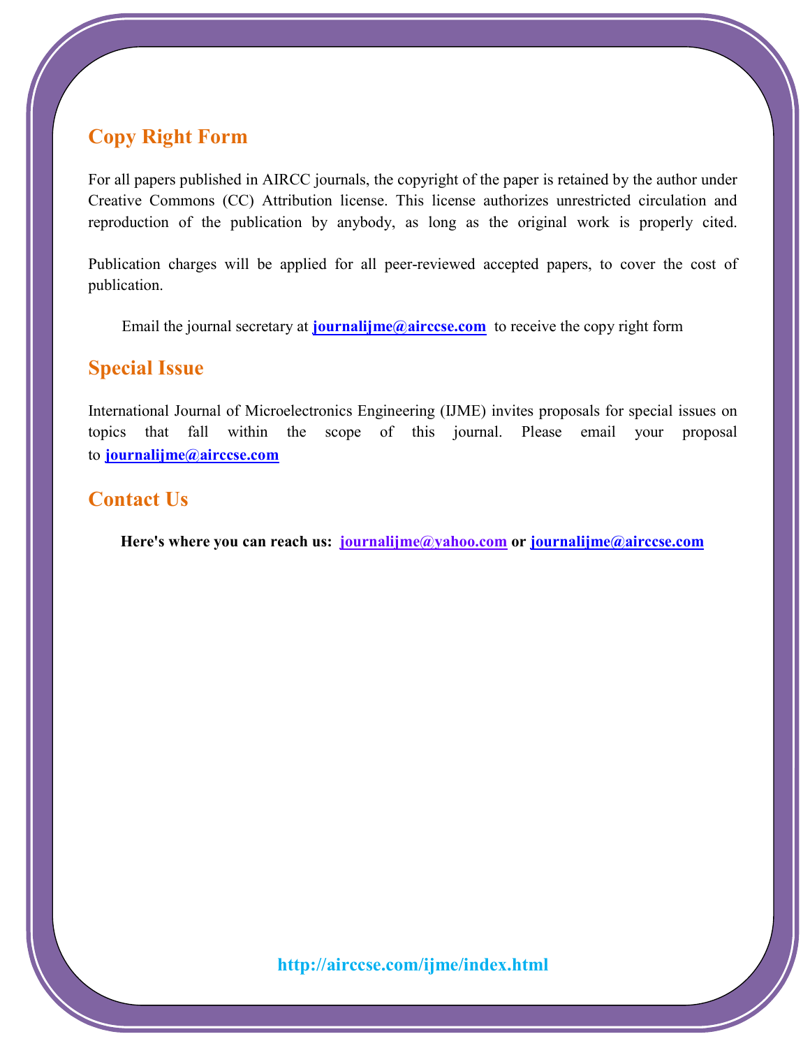## Copy Right Form

For all papers published in AIRCC journals, the copyright of the paper is retained by the author under Creative Commons (CC) Attribution license. This license authorizes unrestricted circulation and reproduction of the publication by anybody, as long as the original work is properly cited.

Publication charges will be applied for all peer-reviewed accepted papers, to cover the cost of publication.

Email the journal secretary at **journalijme@airccse.com** to receive the copy right form

## Special Issue

International Journal of Microelectronics Engineering (IJME) invites proposals for special issues on topics that fall within the scope of this journal. Please email your proposal to **journalijme@airccse.com**

## Contact Us

**Here's where you can reach us: journalijme@yahoo.com or journalijme@airccse.com**

**http://airccse.com/ijme/index.html**